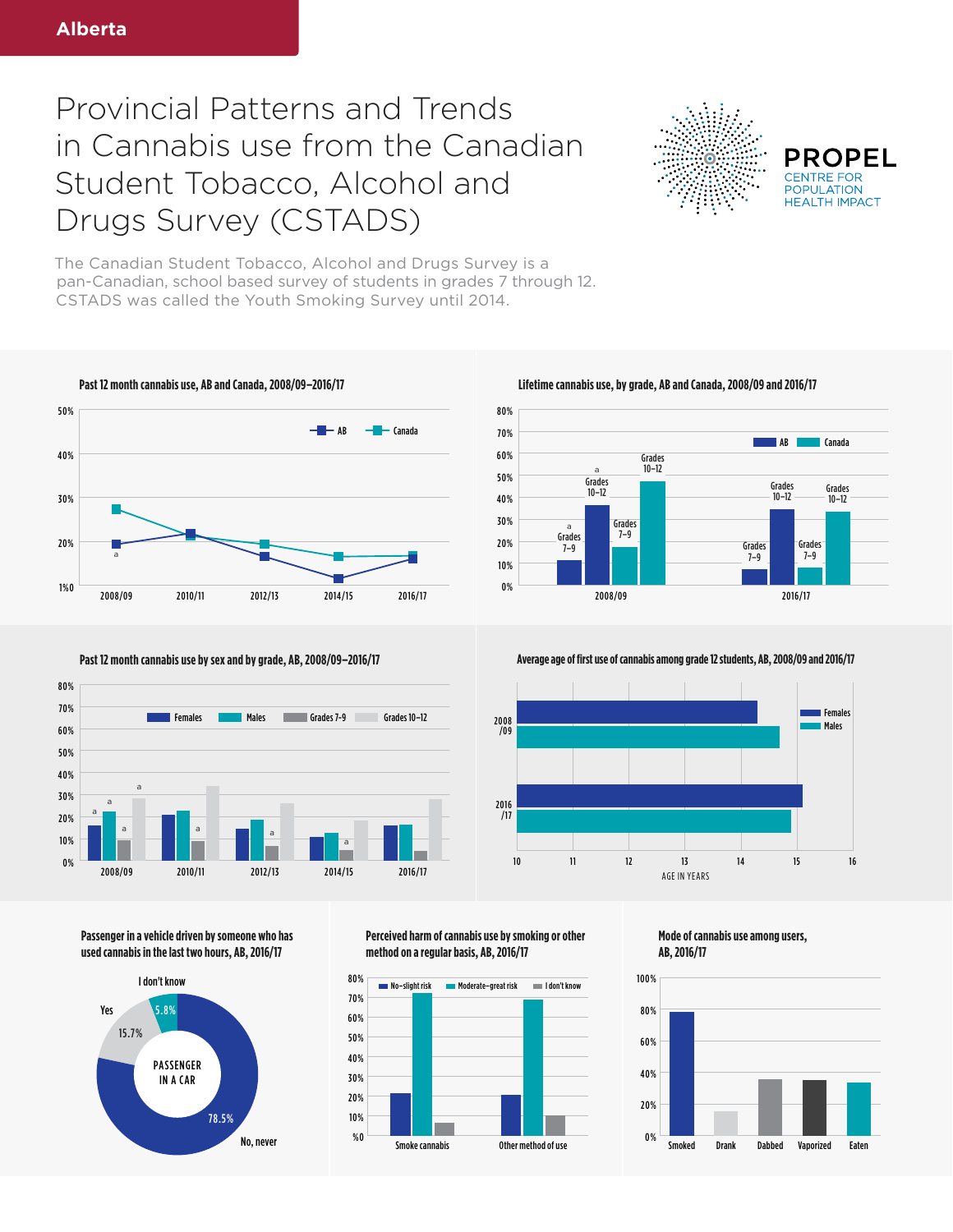Alberta

# Provincial Patterns and Trends in Cannabis use from the Canadian Student Tobacco, Alcohol and Drugs Survey (CSTADS)

PROPEL
CENTRE FOR POPULATION HEALTH IMPACT

The Canadian Student Tobacco, Alcohol and Drugs Survey is a pan-Canadian, school based survey of students in grades 7 through 12. CSTADS was called the Youth Smoking Survey until 2014.

**Past 12 month cannabis use, AB and Canada, 2008/09–2016/17**

50%
40%
30%
20%
1%0

AB — Canada

a

2008/09 2010/11 2012/13 2014/15 2016/17

**Lifetime cannabis use, by grade, AB and Canada, 2008/09 and 2016/17**

80%
70%
60%
50%
40%
30%
20%
10%
0%

AB Canada

2008/09: a Grades 7–9; a Grades 10–12; Grades 7–9; Grades 10–12
2016/17: Grades 7–9; Grades 10–12; Grades 7–9; Grades 10–12

**Past 12 month cannabis use by sex and by grade, AB, 2008/09–2016/17**

80%
70%
60%
50%
40%
30%
20%
10%
0%

Females Males Grades 7–9 Grades 10–12

2008/09 2010/11 2012/13 2014/15 2016/17

**Average age of first use of cannabis among grade 12 students, AB, 2008/09 and 2016/17**

Females
Males

2008/09
2016/17

10 11 12 13 14 15 16
AGE IN YEARS

**Passenger in a vehicle driven by someone who has used cannabis in the last two hours, AB, 2016/17**

PASSENGER IN A CAR

I don't know 5.8%
Yes 15.7%
No, never 78.5%

**Perceived harm of cannabis use by smoking or other method on a regular basis, AB, 2016/17**

80%
70%
60%
50%
40%
30%
20%
10%
%0

No–slight risk Moderate–great risk I don't know

Smoke cannabis Other method of use

**Mode of cannabis use among users, AB, 2016/17**

100%
80%
60%
40%
20%
0%

Smoked Drank Dabbed Vaporized Eaten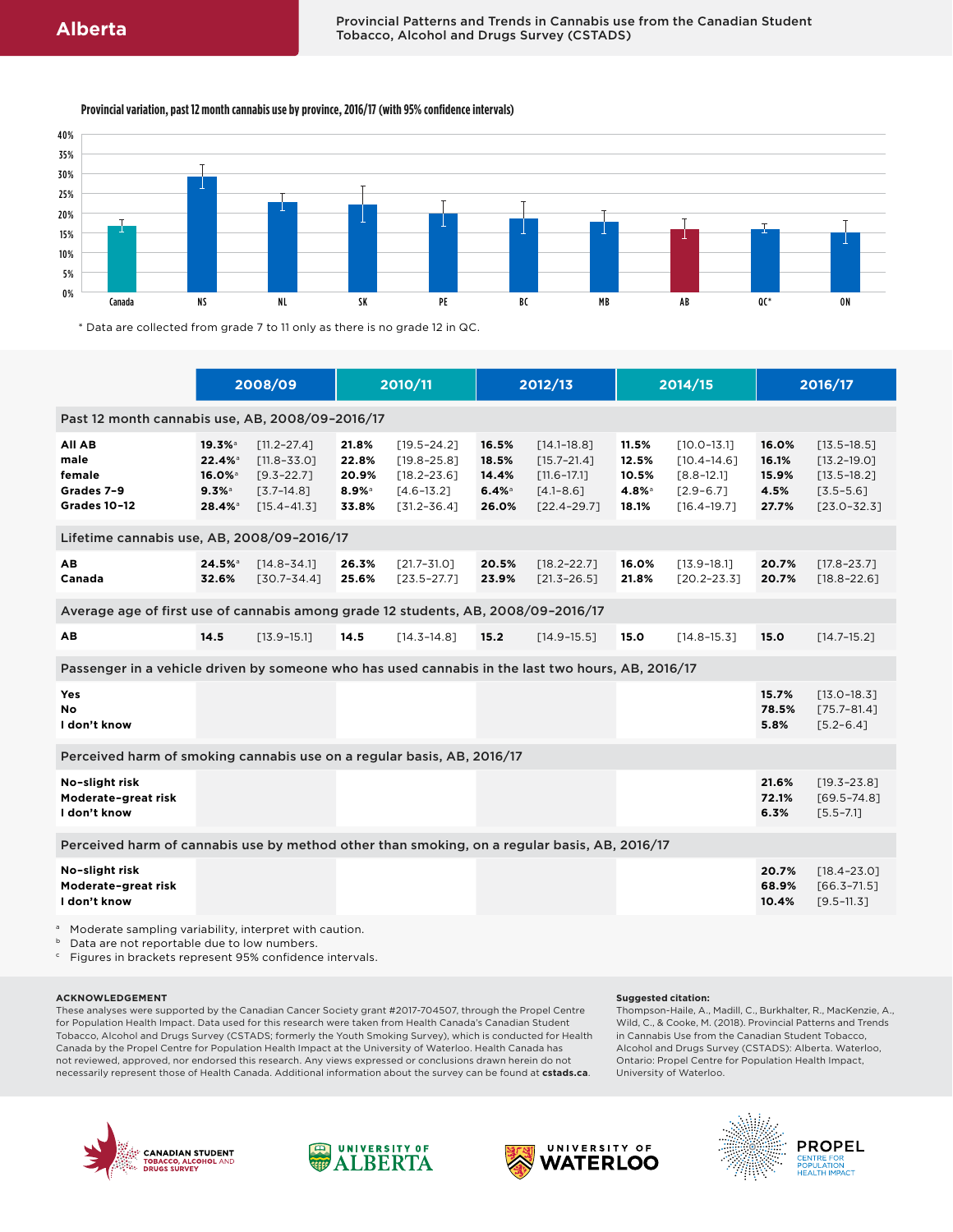# Alberta

Provincial Patterns and Trends in Cannabis use from the Canadian Student Tobacco, Alcohol and Drugs Survey (CSTADS)

**Provincial variation, past 12 month cannabis use by province, 2016/17 (with 95% confidence intervals)**

40%
35%
30%
25%
20%
15%
10%
5%
0%

Canada NS NL SK PE BC MB AB QC* ON

\* Data are collected from grade 7 to 11 only as there is no grade 12 in QC.

| | 2008/09 | | 2010/11 | | 2012/13 | | 2014/15 | | 2016/17 | |
|---|---|---|---|---|---|---|---|---|---|---|
| **Past 12 month cannabis use, AB, 2008/09–2016/17** | | | | | | | | | | |
| **All AB** | **19.3%**[a] | [11.2–27.4] | **21.8%** | [19.5–24.2] | **16.5%** | [14.1–18.8] | **11.5%** | [10.0–13.1] | **16.0%** | [13.5–18.5] |
| **male** | **22.4%**[a] | [11.8–33.0] | **22.8%** | [19.8–25.8] | **18.5%** | [15.7–21.4] | **12.5%** | [10.4–14.6] | **16.1%** | [13.2–19.0] |
| **female** | **16.0%**[a] | [9.3–22.7] | **20.9%** | [18.2–23.6] | **14.4%** | [11.6–17.1] | **10.5%** | [8.8–12.1] | **15.9%** | [13.5–18.2] |
| **Grades 7–9** | **9.3%**[a] | [3.7–14.8] | **8.9%**[a] | [4.6–13.2] | **6.4%**[a] | [4.1–8.6] | **4.8%**[a] | [2.9–6.7] | **4.5%** | [3.5–5.6] |
| **Grades 10–12** | **28.4%**[a] | [15.4–41.3] | **33.8%** | [31.2–36.4] | **26.0%** | [22.4–29.7] | **18.1%** | [16.4–19.7] | **27.7%** | [23.0–32.3] |
| **Lifetime cannabis use, AB, 2008/09–2016/17** | | | | | | | | | | |
| **AB** | **24.5%**[a] | [14.8–34.1] | **26.3%** | [21.7–31.0] | **20.5%** | [18.2–22.7] | **16.0%** | [13.9–18.1] | **20.7%** | [17.8–23.7] |
| **Canada** | **32.6%** | [30.7–34.4] | **25.6%** | [23.5–27.7] | **23.9%** | [21.3–26.5] | **21.8%** | [20.2–23.3] | **20.7%** | [18.8–22.6] |
| **Average age of first use of cannabis among grade 12 students, AB, 2008/09–2016/17** | | | | | | | | | | |
| **AB** | **14.5** | [13.9–15.1] | **14.5** | [14.3–14.8] | **15.2** | [14.9–15.5] | **15.0** | [14.8–15.3] | **15.0** | [14.7–15.2] |
| **Passenger in a vehicle driven by someone who has used cannabis in the last two hours, AB, 2016/17** | | | | | | | | | | |
| **Yes** | | | | | | | | | **15.7%** | [13.0–18.3] |
| **No** | | | | | | | | | **78.5%** | [75.7–81.4] |
| **I don't know** | | | | | | | | | **5.8%** | [5.2–6.4] |
| **Perceived harm of smoking cannabis use on a regular basis, AB, 2016/17** | | | | | | | | | | |
| **No–slight risk** | | | | | | | | | **21.6%** | [19.3–23.8] |
| **Moderate–great risk** | | | | | | | | | **72.1%** | [69.5–74.8] |
| **I don't know** | | | | | | | | | **6.3%** | [5.5–7.1] |
| **Perceived harm of cannabis use by method other than smoking, on a regular basis, AB, 2016/17** | | | | | | | | | | |
| **No–slight risk** | | | | | | | | | **20.7%** | [18.4–23.0] |
| **Moderate–great risk** | | | | | | | | | **68.9%** | [66.3–71.5] |
| **I don't know** | | | | | | | | | **10.4%** | [9.5–11.3] |

[a] Moderate sampling variability, interpret with caution.
[b] Data are not reportable due to low numbers.
[c] Figures in brackets represent 95% confidence intervals.

**ACKNOWLEDGEMENT**
These analyses were supported by the Canadian Cancer Society grant #2017-704507, through the Propel Centre for Population Health Impact. Data used for this research were taken from Health Canada's Canadian Student Tobacco, Alcohol and Drugs Survey (CSTADS; formerly the Youth Smoking Survey), which is conducted for Health Canada by the Propel Centre for Population Health Impact at the University of Waterloo. Health Canada has not reviewed, approved, nor endorsed this research. Any views expressed or conclusions drawn herein do not necessarily represent those of Health Canada. Additional information about the survey can be found at **cstads.ca**.

**Suggested citation:**
Thompson-Haile, A., Madill, C., Burkhalter, R., MacKenzie, A., Wild, C., & Cooke, M. (2018). Provincial Patterns and Trends in Cannabis Use from the Canadian Student Tobacco, Alcohol and Drugs Survey (CSTADS): Alberta. Waterloo, Ontario: Propel Centre for Population Health Impact, University of Waterloo.

CANADIAN STUDENT TOBACCO, ALCOHOL AND DRUGS SURVEY
UNIVERSITY OF ALBERTA
UNIVERSITY OF WATERLOO
PROPEL CENTRE FOR POPULATION HEALTH IMPACT